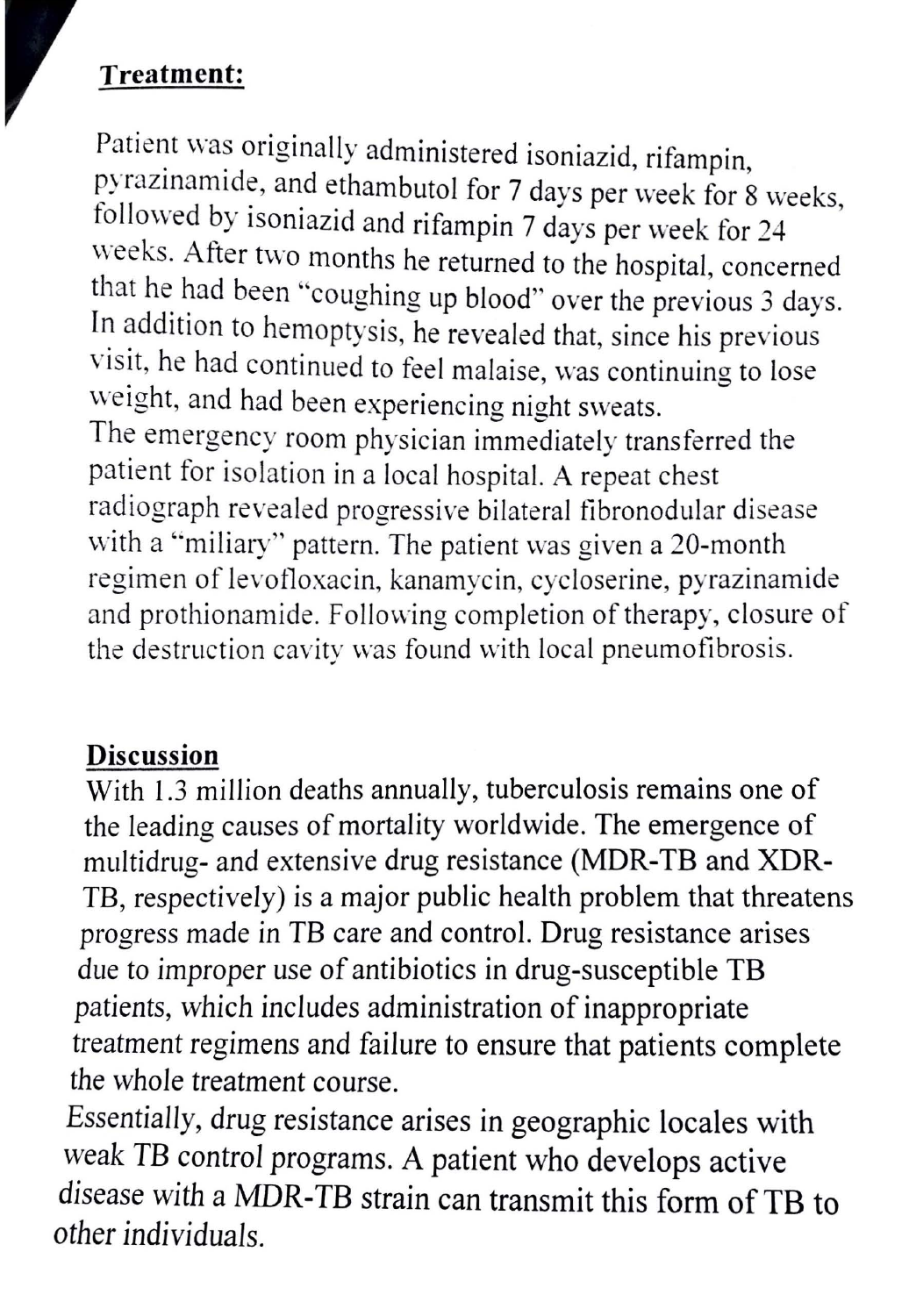## Treatment:

Patient was originally administered isoniazid, rifampin, pyrazinamide, and ethambutol for 7 days per week for 8 weeks, followed by isoniazid and rifampin 7 days per week for 24 weeks. After two months he returned to the hospital, concerned that he had been "coughing up blood" over the previous 3 days. In addition to hemoptysis, he revealed that, since his previous visit, he had continued to feel malaise, was continuing to lose weight, and had been experiencing night sweats.

The emergency room physician immediately transferred the patient for isolation in a local hospital. A repeat chest radiograph revealed progressive bilateral fibronodular disease with a "miliary" pattern. The patient was given a 20-month regimen of levofloxacin, kanamycin, cycloserine, pyrazinamide and prothionamide. Following completion of therapy, closure of the destruction cavity was found with local pneumofibrosis.

## Discussion

With 1.3 million deaths annually, tuberculosis remains one of the leading causes of mortality worldwide. The emergence of multidrug- and extensive drug resistance (MDR-TB and XDR-TB, respectively) is a major public health problem that threatens progress made in TB care and control. Drug resistance arises due to improper use of antibiotics in drug-susceptible TB patients, which includes administration of inappropriate treatment regimens and failure to ensure that patients complete the whole treatment course.

Essentially, drug resistance arises in geographic locales with weak TB control programs. A patient who develops active disease with a MDR-TB strain can transmit this form of TB to other individuals.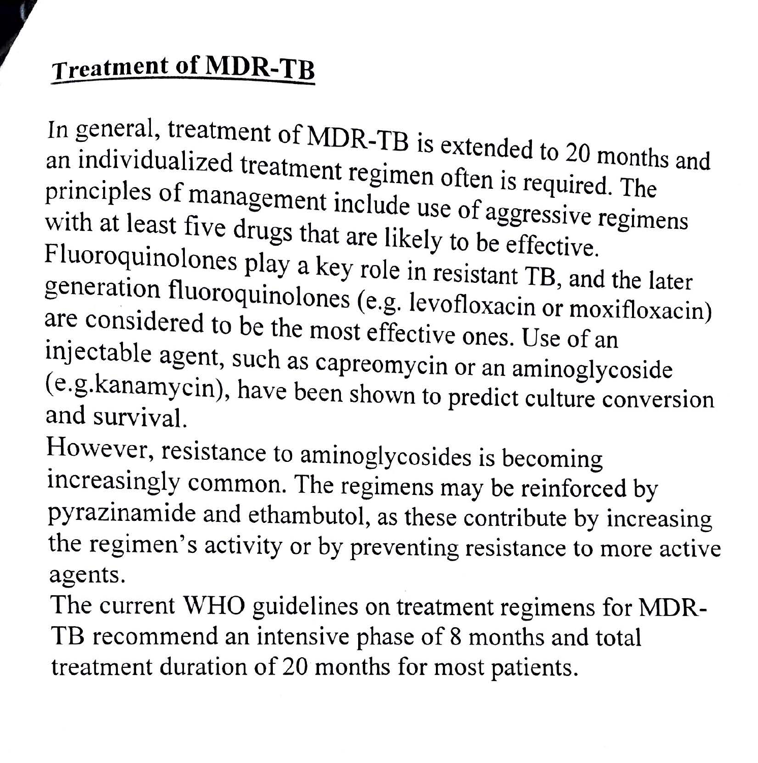## Treatment of MDR-TB

In general, treatment of MDR-TB is extended to 20 months and an individualized treatment regimen often is required. The principles of management include use of aggressive regimens with at least five drugs that are likely to be effective. Fluoroquinolones play a key role in resistant TB, and the later generation fluoroquinolones (e.g. levofloxacin or moxifloxacin) are considered to be the most effective ones. Use of an injectable agent, such as capreomycin or an aminoglycoside (e.g.kanamycin), have been shown to predict culture conversion and survival.

However, resistance to aminoglycosides is becoming increasingly common. The regimens may be reinforced by pyrazinamide and ethambutol, as these contribute by increasing the regimen's activity or by preventing resistance to more active agents.

The current WHO guidelines on treatment regimens for MDR-TB recommend an intensive phase of 8 months and total treatment duration of 20 months for most patients.